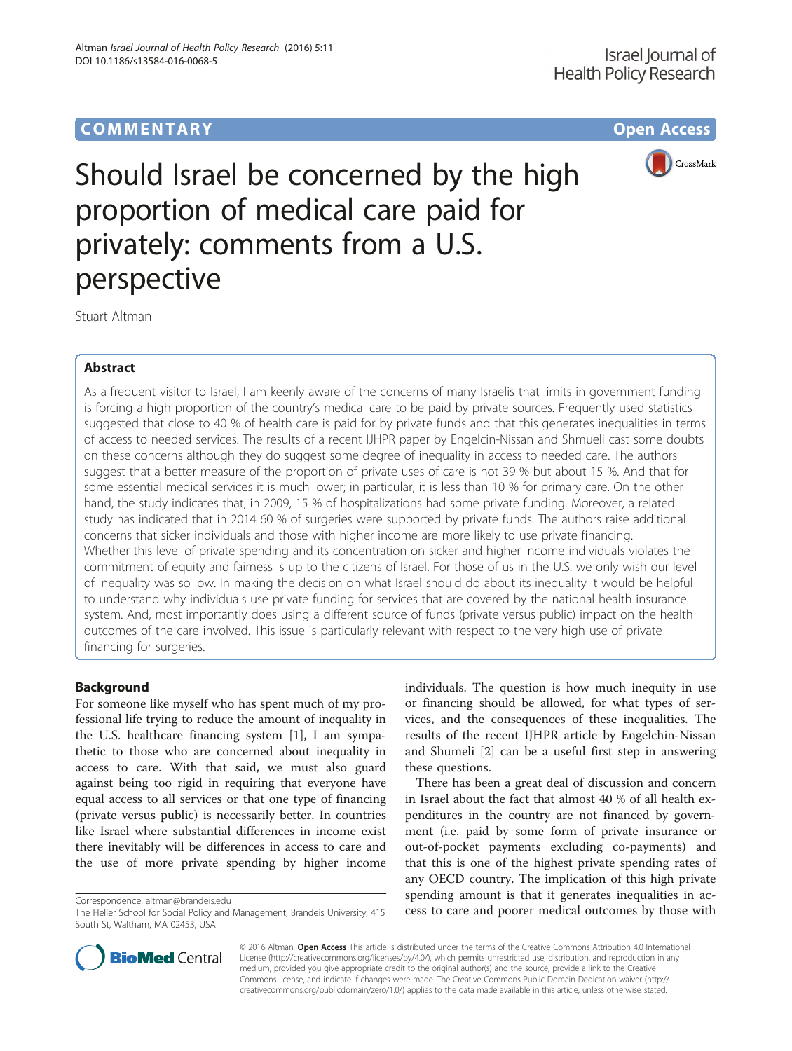COMMENTARY Open Access

# Should Israel be concerned by the high proportion of medical care paid for privately: comments from a U.S. perspective

Stuart Altman

## Abstract

As a frequent visitor to Israel, I am keenly aware of the concerns of many Israelis that limits in government funding is forcing a high proportion of the country's medical care to be paid by private sources. Frequently used statistics suggested that close to 40 % of health care is paid for by private funds and that this generates inequalities in terms of access to needed services. The results of a recent IJHPR paper by Engelcin-Nissan and Shmueli cast some doubts on these concerns although they do suggest some degree of inequality in access to needed care. The authors suggest that a better measure of the proportion of private uses of care is not 39 % but about 15 %. And that for some essential medical services it is much lower; in particular, it is less than 10 % for primary care. On the other hand, the study indicates that, in 2009, 15 % of hospitalizations had some private funding. Moreover, a related study has indicated that in 2014 60 % of surgeries were supported by private funds. The authors raise additional concerns that sicker individuals and those with higher income are more likely to use private financing. Whether this level of private spending and its concentration on sicker and higher income individuals violates the commitment of equity and fairness is up to the citizens of Israel. For those of us in the U.S. we only wish our level of inequality was so low. In making the decision on what Israel should do about its inequality it would be helpful to understand why individuals use private funding for services that are covered by the national health insurance system. And, most importantly does using a different source of funds (private versus public) impact on the health outcomes of the care involved. This issue is particularly relevant with respect to the very high use of private financing for surgeries.

## Background

For someone like myself who has spent much of my professional life trying to reduce the amount of inequality in the U.S. healthcare financing system [1], I am sympathetic to those who are concerned about inequality in access to care. With that said, we must also guard against being too rigid in requiring that everyone have equal access to all services or that one type of financing (private versus public) is necessarily better. In countries like Israel where substantial differences in income exist there inevitably will be differences in access to care and the use of more private spending by higher income individuals. The question is how much inequity in use or financing should be allowed, for what types of services, and the consequences of these inequalities. The results of the recent IJHPR article by Engelchin-Nissan and Shumeli [2] can be a useful first step in answering these questions.

There has been a great deal of discussion and concern in Israel about the fact that almost 40 % of all health expenditures in the country are not financed by government (i.e. paid by some form of private insurance or out-of-pocket payments excluding co-payments) and that this is one of the highest private spending rates of any OECD country. The implication of this high private spending amount is that it generates inequalities in access to care and poorer medical outcomes by those with

Correspondence: altman@brandeis.edu

The Heller School for Social Policy and Management, Brandeis University, 415 South St, Waltham, MA 02453, USA

© 2016 Altman. **Open Access** This article is distributed under the terms of the Creative Commons Attribution 4.0 International License (http://creativecommons.org/licenses/by/4.0/), which permits unrestricted use, distribution, and reproduction in any medium, provided you give appropriate credit to the original author(s) and the source, provide a link to the Creative Commons license, and indicate if changes were made. The Creative Commons Public Domain Dedication waiver (http://creativecommons.org/publicdomain/zero/1.0/) applies to the data made available in this article, unless otherwise stated.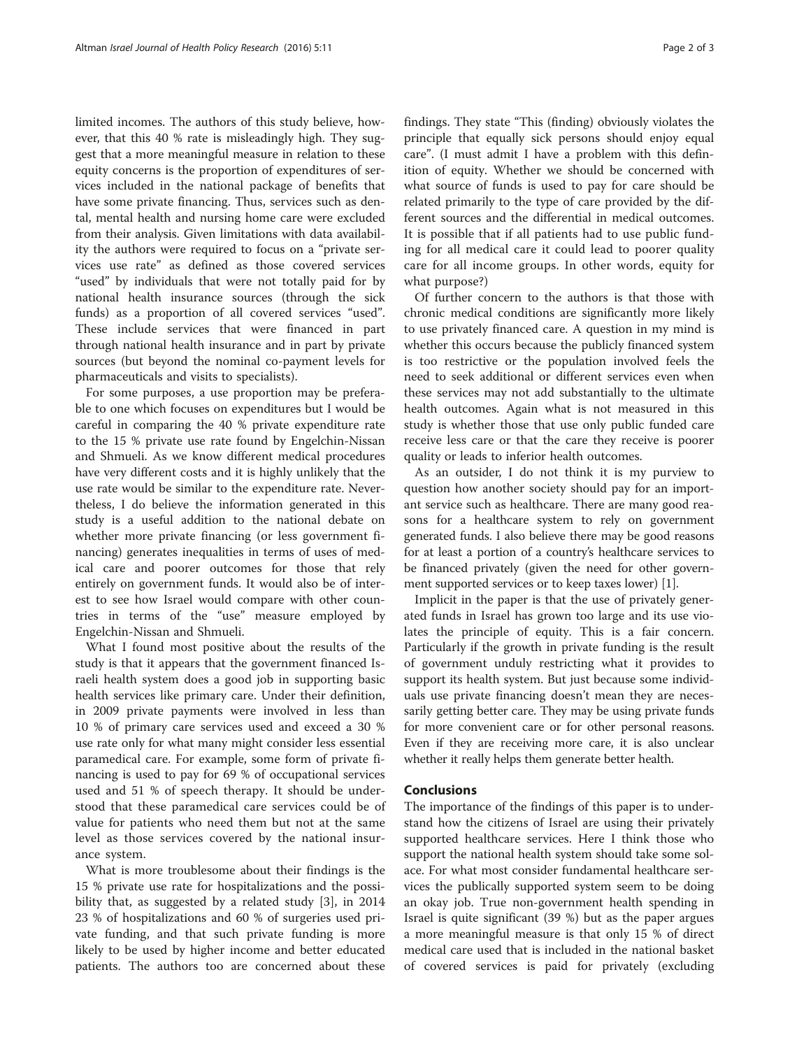limited incomes. The authors of this study believe, however, that this 40 % rate is misleadingly high. They suggest that a more meaningful measure in relation to these equity concerns is the proportion of expenditures of services included in the national package of benefits that have some private financing. Thus, services such as dental, mental health and nursing home care were excluded from their analysis. Given limitations with data availability the authors were required to focus on a "private services use rate" as defined as those covered services "used" by individuals that were not totally paid for by national health insurance sources (through the sick funds) as a proportion of all covered services "used". These include services that were financed in part through national health insurance and in part by private sources (but beyond the nominal co-payment levels for pharmaceuticals and visits to specialists).

For some purposes, a use proportion may be preferable to one which focuses on expenditures but I would be careful in comparing the 40 % private expenditure rate to the 15 % private use rate found by Engelchin-Nissan and Shmueli. As we know different medical procedures have very different costs and it is highly unlikely that the use rate would be similar to the expenditure rate. Nevertheless, I do believe the information generated in this study is a useful addition to the national debate on whether more private financing (or less government financing) generates inequalities in terms of uses of medical care and poorer outcomes for those that rely entirely on government funds. It would also be of interest to see how Israel would compare with other countries in terms of the "use" measure employed by Engelchin-Nissan and Shmueli.

What I found most positive about the results of the study is that it appears that the government financed Israeli health system does a good job in supporting basic health services like primary care. Under their definition, in 2009 private payments were involved in less than 10 % of primary care services used and exceed a 30 % use rate only for what many might consider less essential paramedical care. For example, some form of private financing is used to pay for 69 % of occupational services used and 51 % of speech therapy. It should be understood that these paramedical care services could be of value for patients who need them but not at the same level as those services covered by the national insurance system.

What is more troublesome about their findings is the 15 % private use rate for hospitalizations and the possibility that, as suggested by a related study [3], in 2014 23 % of hospitalizations and 60 % of surgeries used private funding, and that such private funding is more likely to be used by higher income and better educated patients. The authors too are concerned about these findings. They state "This (finding) obviously violates the principle that equally sick persons should enjoy equal care". (I must admit I have a problem with this definition of equity. Whether we should be concerned with what source of funds is used to pay for care should be related primarily to the type of care provided by the different sources and the differential in medical outcomes. It is possible that if all patients had to use public funding for all medical care it could lead to poorer quality care for all income groups. In other words, equity for what purpose?)

Of further concern to the authors is that those with chronic medical conditions are significantly more likely to use privately financed care. A question in my mind is whether this occurs because the publicly financed system is too restrictive or the population involved feels the need to seek additional or different services even when these services may not add substantially to the ultimate health outcomes. Again what is not measured in this study is whether those that use only public funded care receive less care or that the care they receive is poorer quality or leads to inferior health outcomes.

As an outsider, I do not think it is my purview to question how another society should pay for an important service such as healthcare. There are many good reasons for a healthcare system to rely on government generated funds. I also believe there may be good reasons for at least a portion of a country's healthcare services to be financed privately (given the need for other government supported services or to keep taxes lower) [1].

Implicit in the paper is that the use of privately generated funds in Israel has grown too large and its use violates the principle of equity. This is a fair concern. Particularly if the growth in private funding is the result of government unduly restricting what it provides to support its health system. But just because some individuals use private financing doesn't mean they are necessarily getting better care. They may be using private funds for more convenient care or for other personal reasons. Even if they are receiving more care, it is also unclear whether it really helps them generate better health.

## Conclusions

The importance of the findings of this paper is to understand how the citizens of Israel are using their privately supported healthcare services. Here I think those who support the national health system should take some solace. For what most consider fundamental healthcare services the publically supported system seem to be doing an okay job. True non-government health spending in Israel is quite significant (39 %) but as the paper argues a more meaningful measure is that only 15 % of direct medical care used that is included in the national basket of covered services is paid for privately (excluding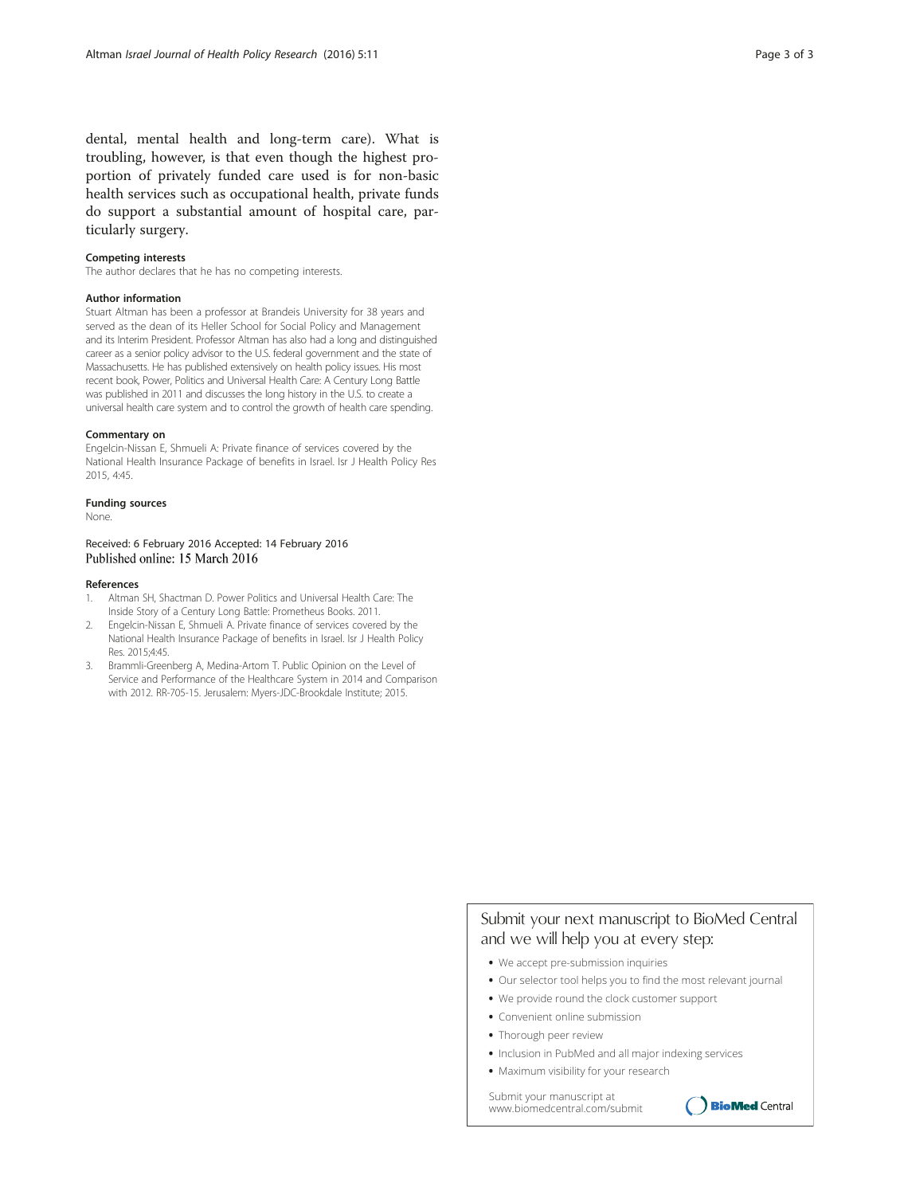dental, mental health and long-term care). What is troubling, however, is that even though the highest proportion of privately funded care used is for non-basic health services such as occupational health, private funds do support a substantial amount of hospital care, particularly surgery.

#### Competing interests

The author declares that he has no competing interests.

#### Author information

Stuart Altman has been a professor at Brandeis University for 38 years and served as the dean of its Heller School for Social Policy and Management and its Interim President. Professor Altman has also had a long and distinguished career as a senior policy advisor to the U.S. federal government and the state of Massachusetts. He has published extensively on health policy issues. His most recent book, Power, Politics and Universal Health Care: A Century Long Battle was published in 2011 and discusses the long history in the U.S. to create a universal health care system and to control the growth of health care spending.

#### Commentary on

Engelcin-Nissan E, Shmueli A: Private finance of services covered by the National Health Insurance Package of benefits in Israel. Isr J Health Policy Res 2015, 4:45.

#### Funding sources

None.

Received: 6 February 2016 Accepted: 14 February 2016
Published online: 15 March 2016

#### References

1. Altman SH, Shactman D. Power Politics and Universal Health Care: The Inside Story of a Century Long Battle: Prometheus Books. 2011.
2. Engelcin-Nissan E, Shmueli A. Private finance of services covered by the National Health Insurance Package of benefits in Israel. Isr J Health Policy Res. 2015;4:45.
3. Brammli-Greenberg A, Medina-Artom T. Public Opinion on the Level of Service and Performance of the Healthcare System in 2014 and Comparison with 2012. RR-705-15. Jerusalem: Myers-JDC-Brookdale Institute; 2015.

Submit your next manuscript to BioMed Central and we will help you at every step:

- We accept pre-submission inquiries
- Our selector tool helps you to find the most relevant journal
- We provide round the clock customer support
- Convenient online submission
- Thorough peer review
- Inclusion in PubMed and all major indexing services
- Maximum visibility for your research

Submit your manuscript at
www.biomedcentral.com/submit

BioMed Central